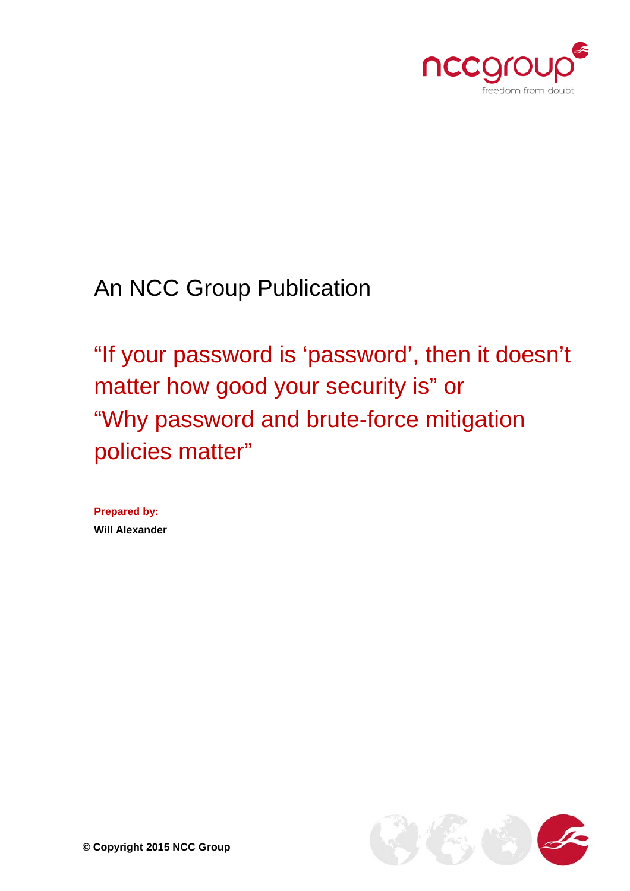An NCC Group Publication

# "If your password is 'password', then it doesn't matter how good your security is" or "Why password and brute-force mitigation policies matter"

**Prepared by:**

**Will Alexander**

**© Copyright 2015 NCC Group**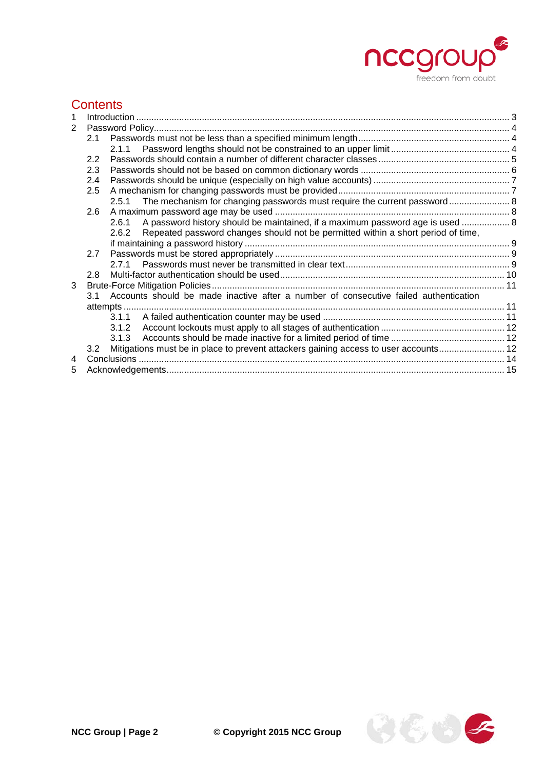# Contents

1 Introduction ........ 3
2 Password Policy ........ 4
  2.1 Passwords must not be less than a specified minimum length ........ 4
    2.1.1 Password lengths should not be constrained to an upper limit ........ 4
  2.2 Passwords should contain a number of different character classes ........ 5
  2.3 Passwords should not be based on common dictionary words ........ 6
  2.4 Passwords should be unique (especially on high value accounts) ........ 7
  2.5 A mechanism for changing passwords must be provided ........ 7
    2.5.1 The mechanism for changing passwords must require the current password ........ 8
  2.6 A maximum password age may be used ........ 8
    2.6.1 A password history should be maintained, if a maximum password age is used ........ 8
    2.6.2 Repeated password changes should not be permitted within a short period of time, if maintaining a password history ........ 9
  2.7 Passwords must be stored appropriately ........ 9
    2.7.1 Passwords must never be transmitted in clear text ........ 9
  2.8 Multi-factor authentication should be used ........ 10
3 Brute-Force Mitigation Policies ........ 11
  3.1 Accounts should be made inactive after a number of consecutive failed authentication attempts ........ 11
    3.1.1 A failed authentication counter may be used ........ 11
    3.1.2 Account lockouts must apply to all stages of authentication ........ 12
    3.1.3 Accounts should be made inactive for a limited period of time ........ 12
  3.2 Mitigations must be in place to prevent attackers gaining access to user accounts ........ 12
4 Conclusions ........ 14
5 Acknowledgements ........ 15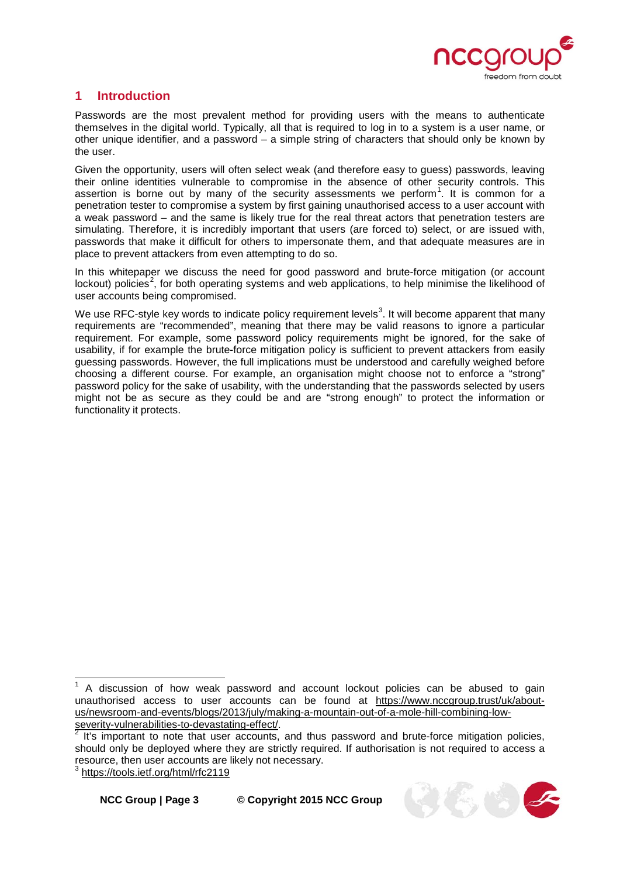# 1 Introduction

Passwords are the most prevalent method for providing users with the means to authenticate themselves in the digital world. Typically, all that is required to log in to a system is a user name, or other unique identifier, and a password – a simple string of characters that should only be known by the user.

Given the opportunity, users will often select weak (and therefore easy to guess) passwords, leaving their online identities vulnerable to compromise in the absence of other security controls. This assertion is borne out by many of the security assessments we perform[1]. It is common for a penetration tester to compromise a system by first gaining unauthorised access to a user account with a weak password – and the same is likely true for the real threat actors that penetration testers are simulating. Therefore, it is incredibly important that users (are forced to) select, or are issued with, passwords that make it difficult for others to impersonate them, and that adequate measures are in place to prevent attackers from even attempting to do so.

In this whitepaper we discuss the need for good password and brute-force mitigation (or account lockout) policies[2], for both operating systems and web applications, to help minimise the likelihood of user accounts being compromised.

We use RFC-style key words to indicate policy requirement levels[3]. It will become apparent that many requirements are "recommended", meaning that there may be valid reasons to ignore a particular requirement. For example, some password policy requirements might be ignored, for the sake of usability, if for example the brute-force mitigation policy is sufficient to prevent attackers from easily guessing passwords. However, the full implications must be understood and carefully weighed before choosing a different course. For example, an organisation might choose not to enforce a "strong" password policy for the sake of usability, with the understanding that the passwords selected by users might not be as secure as they could be and are "strong enough" to protect the information or functionality it protects.

---

[1] A discussion of how weak password and account lockout policies can be abused to gain unauthorised access to user accounts can be found at https://www.nccgroup.trust/uk/about-us/newsroom-and-events/blogs/2013/july/making-a-mountain-out-of-a-mole-hill-combining-low-severity-vulnerabilities-to-devastating-effect/.

[2] It's important to note that user accounts, and thus password and brute-force mitigation policies, should only be deployed where they are strictly required. If authorisation is not required to access a resource, then user accounts are likely not necessary.

[3] https://tools.ietf.org/html/rfc2119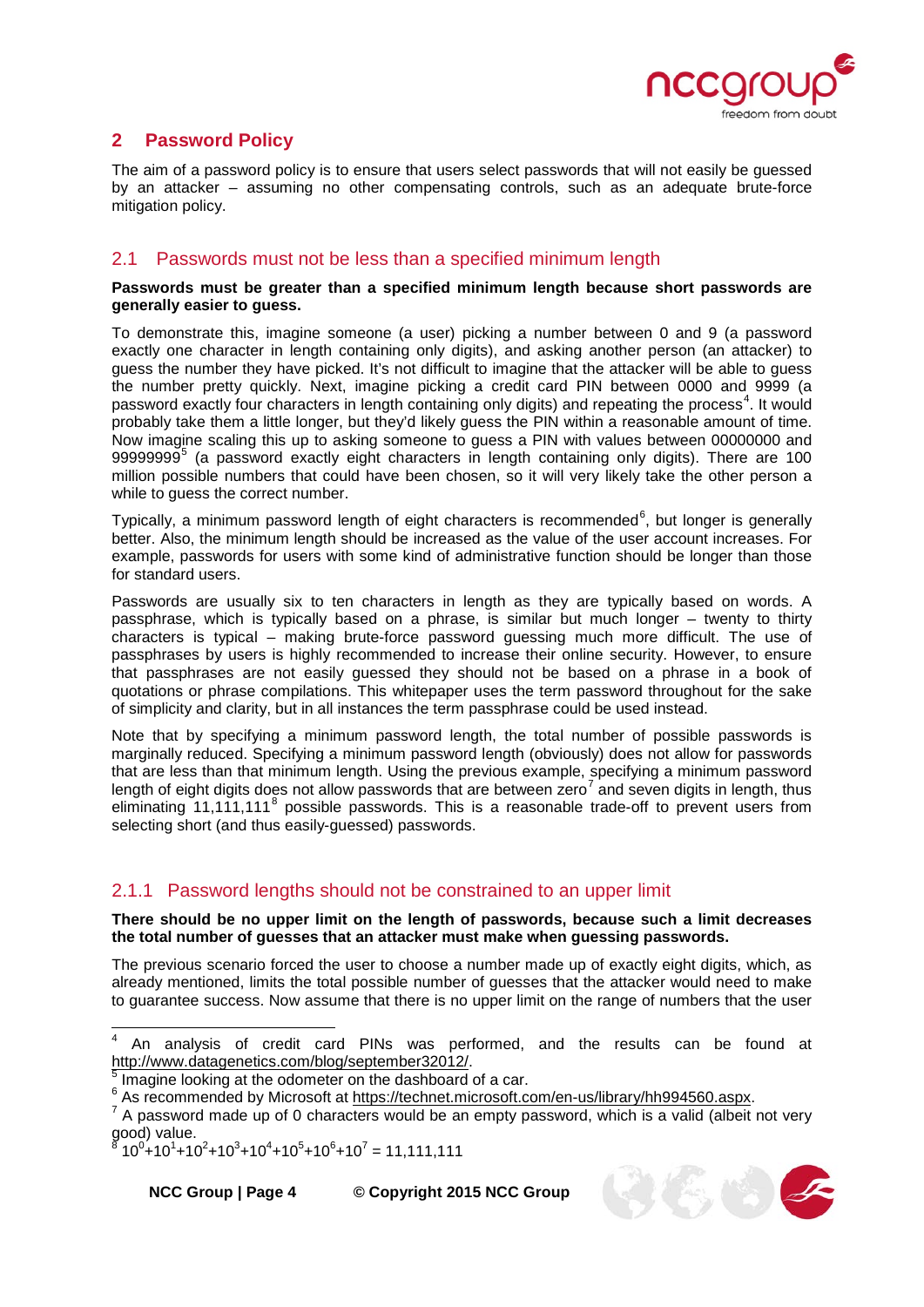## 2 Password Policy

The aim of a password policy is to ensure that users select passwords that will not easily be guessed by an attacker – assuming no other compensating controls, such as an adequate brute-force mitigation policy.

### 2.1 Passwords must not be less than a specified minimum length

**Passwords must be greater than a specified minimum length because short passwords are generally easier to guess.**

To demonstrate this, imagine someone (a user) picking a number between 0 and 9 (a password exactly one character in length containing only digits), and asking another person (an attacker) to guess the number they have picked. It's not difficult to imagine that the attacker will be able to guess the number pretty quickly. Next, imagine picking a credit card PIN between 0000 and 9999 (a password exactly four characters in length containing only digits) and repeating the process[4]. It would probably take them a little longer, but they'd likely guess the PIN within a reasonable amount of time. Now imagine scaling this up to asking someone to guess a PIN with values between 00000000 and 99999999[5] (a password exactly eight characters in length containing only digits). There are 100 million possible numbers that could have been chosen, so it will very likely take the other person a while to guess the correct number.

Typically, a minimum password length of eight characters is recommended[6], but longer is generally better. Also, the minimum length should be increased as the value of the user account increases. For example, passwords for users with some kind of administrative function should be longer than those for standard users.

Passwords are usually six to ten characters in length as they are typically based on words. A passphrase, which is typically based on a phrase, is similar but much longer – twenty to thirty characters is typical – making brute-force password guessing much more difficult. The use of passphrases by users is highly recommended to increase their online security. However, to ensure that passphrases are not easily guessed they should not be based on a phrase in a book of quotations or phrase compilations. This whitepaper uses the term password throughout for the sake of simplicity and clarity, but in all instances the term passphrase could be used instead.

Note that by specifying a minimum password length, the total number of possible passwords is marginally reduced. Specifying a minimum password length (obviously) does not allow for passwords that are less than that minimum length. Using the previous example, specifying a minimum password length of eight digits does not allow passwords that are between zero[7] and seven digits in length, thus eliminating 11,111,111[8] possible passwords. This is a reasonable trade-off to prevent users from selecting short (and thus easily-guessed) passwords.

#### 2.1.1 Password lengths should not be constrained to an upper limit

**There should be no upper limit on the length of passwords, because such a limit decreases the total number of guesses that an attacker must make when guessing passwords.**

The previous scenario forced the user to choose a number made up of exactly eight digits, which, as already mentioned, limits the total possible number of guesses that the attacker would need to make to guarantee success. Now assume that there is no upper limit on the range of numbers that the user

---

[4] An analysis of credit card PINs was performed, and the results can be found at http://www.datagenetics.com/blog/september32012/.

[5] Imagine looking at the odometer on the dashboard of a car.

[6] As recommended by Microsoft at https://technet.microsoft.com/en-us/library/hh994560.aspx.

[7] A password made up of 0 characters would be an empty password, which is a valid (albeit not very good) value.

[8] $10^0+10^1+10^2+10^3+10^4+10^5+10^6+10^7 = 11{,}111{,}111$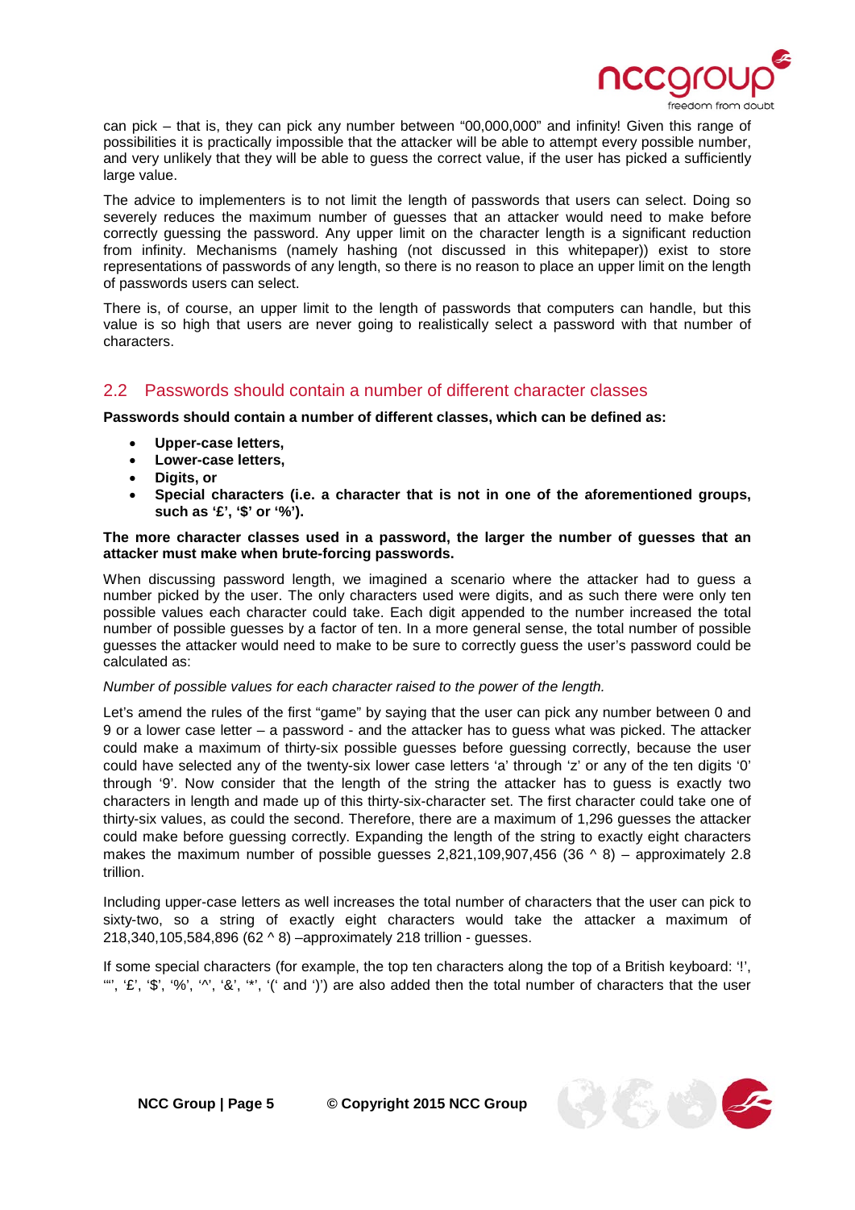can pick – that is, they can pick any number between "00,000,000" and infinity! Given this range of possibilities it is practically impossible that the attacker will be able to attempt every possible number, and very unlikely that they will be able to guess the correct value, if the user has picked a sufficiently large value.

The advice to implementers is to not limit the length of passwords that users can select. Doing so severely reduces the maximum number of guesses that an attacker would need to make before correctly guessing the password. Any upper limit on the character length is a significant reduction from infinity. Mechanisms (namely hashing (not discussed in this whitepaper)) exist to store representations of passwords of any length, so there is no reason to place an upper limit on the length of passwords users can select.

There is, of course, an upper limit to the length of passwords that computers can handle, but this value is so high that users are never going to realistically select a password with that number of characters.

## 2.2 Passwords should contain a number of different character classes

**Passwords should contain a number of different classes, which can be defined as:**

- **Upper-case letters,**
- **Lower-case letters,**
- **Digits, or**
- **Special characters (i.e. a character that is not in one of the aforementioned groups, such as '£', '$' or '%').**

**The more character classes used in a password, the larger the number of guesses that an attacker must make when brute-forcing passwords.**

When discussing password length, we imagined a scenario where the attacker had to guess a number picked by the user. The only characters used were digits, and as such there were only ten possible values each character could take. Each digit appended to the number increased the total number of possible guesses by a factor of ten. In a more general sense, the total number of possible guesses the attacker would need to make to be sure to correctly guess the user's password could be calculated as:

*Number of possible values for each character raised to the power of the length.*

Let's amend the rules of the first "game" by saying that the user can pick any number between 0 and 9 or a lower case letter – a password - and the attacker has to guess what was picked. The attacker could make a maximum of thirty-six possible guesses before guessing correctly, because the user could have selected any of the twenty-six lower case letters 'a' through 'z' or any of the ten digits '0' through '9'. Now consider that the length of the string the attacker has to guess is exactly two characters in length and made up of this thirty-six-character set. The first character could take one of thirty-six values, as could the second. Therefore, there are a maximum of 1,296 guesses the attacker could make before guessing correctly. Expanding the length of the string to exactly eight characters makes the maximum number of possible guesses 2,821,109,907,456 (36 ^ 8) – approximately 2.8 trillion.

Including upper-case letters as well increases the total number of characters that the user can pick to sixty-two, so a string of exactly eight characters would take the attacker a maximum of 218,340,105,584,896 (62 ^ 8) –approximately 218 trillion - guesses.

If some special characters (for example, the top ten characters along the top of a British keyboard: '!', '"', '£', '$', '%', '^', '&', '*', '(' and ')') are also added then the total number of characters that the user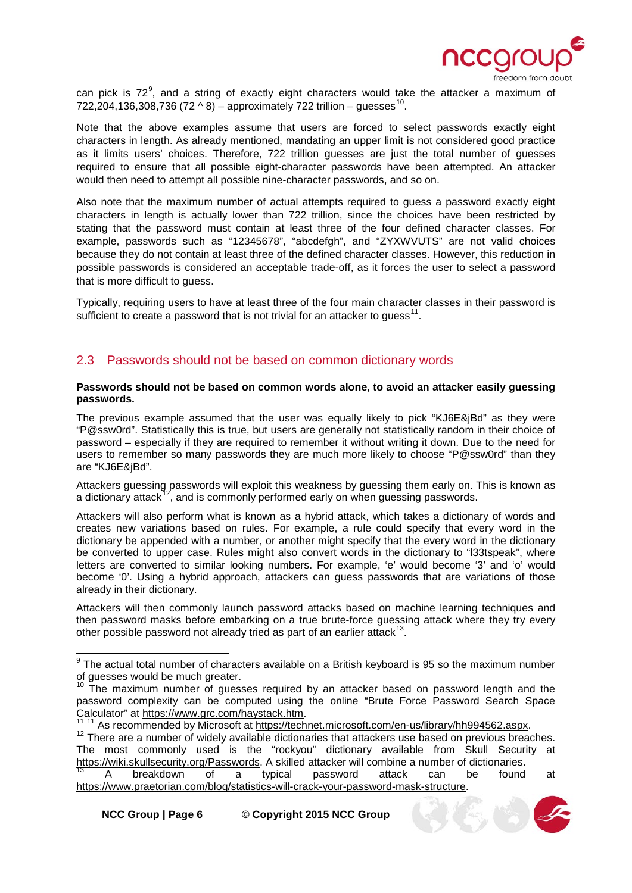can pick is 72[9], and a string of exactly eight characters would take the attacker a maximum of 722,204,136,308,736 (72 ^ 8) – approximately 722 trillion – guesses[10].

Note that the above examples assume that users are forced to select passwords exactly eight characters in length. As already mentioned, mandating an upper limit is not considered good practice as it limits users' choices. Therefore, 722 trillion guesses are just the total number of guesses required to ensure that all possible eight-character passwords have been attempted. An attacker would then need to attempt all possible nine-character passwords, and so on.

Also note that the maximum number of actual attempts required to guess a password exactly eight characters in length is actually lower than 722 trillion, since the choices have been restricted by stating that the password must contain at least three of the four defined character classes. For example, passwords such as "12345678", "abcdefgh", and "ZYXWVUTS" are not valid choices because they do not contain at least three of the defined character classes. However, this reduction in possible passwords is considered an acceptable trade-off, as it forces the user to select a password that is more difficult to guess.

Typically, requiring users to have at least three of the four main character classes in their password is sufficient to create a password that is not trivial for an attacker to guess[11].

## 2.3 Passwords should not be based on common dictionary words

**Passwords should not be based on common words alone, to avoid an attacker easily guessing passwords.**

The previous example assumed that the user was equally likely to pick "KJ6E&jBd" as they were "P@ssw0rd". Statistically this is true, but users are generally not statistically random in their choice of password – especially if they are required to remember it without writing it down. Due to the need for users to remember so many passwords they are much more likely to choose "P@ssw0rd" than they are "KJ6E&jBd".

Attackers guessing passwords will exploit this weakness by guessing them early on. This is known as a dictionary attack[12], and is commonly performed early on when guessing passwords.

Attackers will also perform what is known as a hybrid attack, which takes a dictionary of words and creates new variations based on rules. For example, a rule could specify that every word in the dictionary be appended with a number, or another might specify that the every word in the dictionary be converted to upper case. Rules might also convert words in the dictionary to "l33tspeak", where letters are converted to similar looking numbers. For example, 'e' would become '3' and 'o' would become '0'. Using a hybrid approach, attackers can guess passwords that are variations of those already in their dictionary.

Attackers will then commonly launch password attacks based on machine learning techniques and then password masks before embarking on a true brute-force guessing attack where they try every other possible password not already tried as part of an earlier attack[13].

---

[9] The actual total number of characters available on a British keyboard is 95 so the maximum number of guesses would be much greater.

[10] The maximum number of guesses required by an attacker based on password length and the password complexity can be computed using the online "Brute Force Password Search Space Calculator" at https://www.grc.com/haystack.htm.

[11] [11] As recommended by Microsoft at https://technet.microsoft.com/en-us/library/hh994562.aspx.

[12] There are a number of widely available dictionaries that attackers use based on previous breaches. The most commonly used is the "rockyou" dictionary available from Skull Security at https://wiki.skullsecurity.org/Passwords. A skilled attacker will combine a number of dictionaries.

[13] A breakdown of a typical password attack can be found at https://www.praetorian.com/blog/statistics-will-crack-your-password-mask-structure.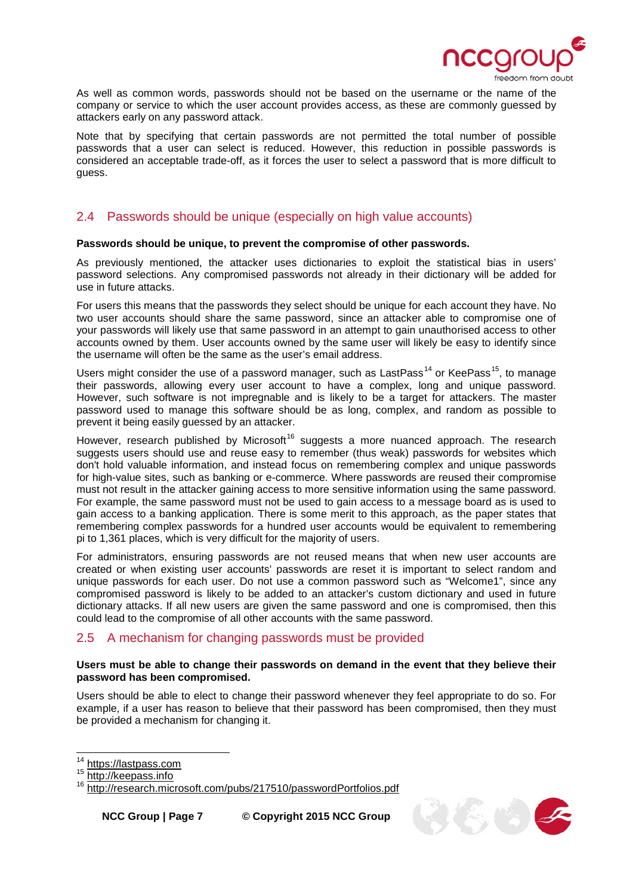As well as common words, passwords should not be based on the username or the name of the company or service to which the user account provides access, as these are commonly guessed by attackers early on any password attack.

Note that by specifying that certain passwords are not permitted the total number of possible passwords that a user can select is reduced. However, this reduction in possible passwords is considered an acceptable trade-off, as it forces the user to select a password that is more difficult to guess.

## 2.4 Passwords should be unique (especially on high value accounts)

**Passwords should be unique, to prevent the compromise of other passwords.**

As previously mentioned, the attacker uses dictionaries to exploit the statistical bias in users' password selections. Any compromised passwords not already in their dictionary will be added for use in future attacks.

For users this means that the passwords they select should be unique for each account they have. No two user accounts should share the same password, since an attacker able to compromise one of your passwords will likely use that same password in an attempt to gain unauthorised access to other accounts owned by them. User accounts owned by the same user will likely be easy to identify since the username will often be the same as the user's email address.

Users might consider the use of a password manager, such as LastPass[14] or KeePass[15], to manage their passwords, allowing every user account to have a complex, long and unique password. However, such software is not impregnable and is likely to be a target for attackers. The master password used to manage this software should be as long, complex, and random as possible to prevent it being easily guessed by an attacker.

However, research published by Microsoft[16] suggests a more nuanced approach. The research suggests users should use and reuse easy to remember (thus weak) passwords for websites which don't hold valuable information, and instead focus on remembering complex and unique passwords for high-value sites, such as banking or e-commerce. Where passwords are reused their compromise must not result in the attacker gaining access to more sensitive information using the same password. For example, the same password must not be used to gain access to a message board as is used to gain access to a banking application. There is some merit to this approach, as the paper states that remembering complex passwords for a hundred user accounts would be equivalent to remembering pi to 1,361 places, which is very difficult for the majority of users.

For administrators, ensuring passwords are not reused means that when new user accounts are created or when existing user accounts' passwords are reset it is important to select random and unique passwords for each user. Do not use a common password such as "Welcome1", since any compromised password is likely to be added to an attacker's custom dictionary and used in future dictionary attacks. If all new users are given the same password and one is compromised, then this could lead to the compromise of all other accounts with the same password.

## 2.5 A mechanism for changing passwords must be provided

**Users must be able to change their passwords on demand in the event that they believe their password has been compromised.**

Users should be able to elect to change their password whenever they feel appropriate to do so. For example, if a user has reason to believe that their password has been compromised, then they must be provided a mechanism for changing it.

[14] https://lastpass.com
[15] http://keepass.info
[16] http://research.microsoft.com/pubs/217510/passwordPortfolios.pdf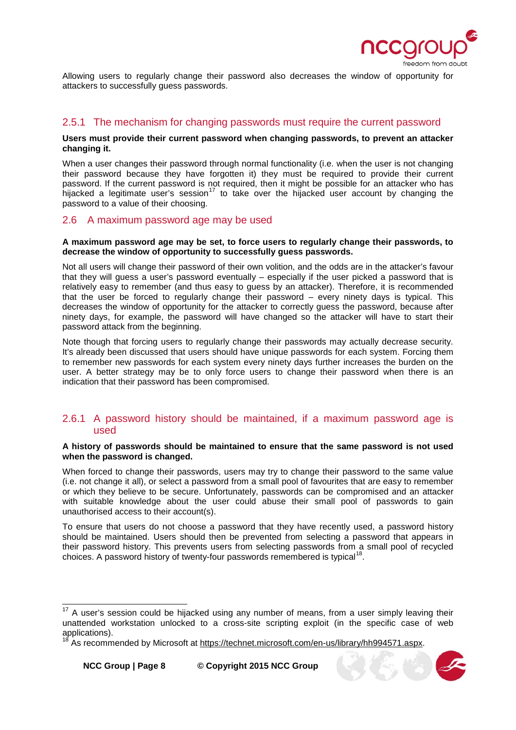Allowing users to regularly change their password also decreases the window of opportunity for attackers to successfully guess passwords.

### 2.5.1 The mechanism for changing passwords must require the current password

**Users must provide their current password when changing passwords, to prevent an attacker changing it.**

When a user changes their password through normal functionality (i.e. when the user is not changing their password because they have forgotten it) they must be required to provide their current password. If the current password is not required, then it might be possible for an attacker who has hijacked a legitimate user's session[17] to take over the hijacked user account by changing the password to a value of their choosing.

## 2.6 A maximum password age may be used

**A maximum password age may be set, to force users to regularly change their passwords, to decrease the window of opportunity to successfully guess passwords.**

Not all users will change their password of their own volition, and the odds are in the attacker's favour that they will guess a user's password eventually – especially if the user picked a password that is relatively easy to remember (and thus easy to guess by an attacker). Therefore, it is recommended that the user be forced to regularly change their password – every ninety days is typical. This decreases the window of opportunity for the attacker to correctly guess the password, because after ninety days, for example, the password will have changed so the attacker will have to start their password attack from the beginning.

Note though that forcing users to regularly change their passwords may actually decrease security. It's already been discussed that users should have unique passwords for each system. Forcing them to remember new passwords for each system every ninety days further increases the burden on the user. A better strategy may be to only force users to change their password when there is an indication that their password has been compromised.

### 2.6.1 A password history should be maintained, if a maximum password age is used

**A history of passwords should be maintained to ensure that the same password is not used when the password is changed.**

When forced to change their passwords, users may try to change their password to the same value (i.e. not change it all), or select a password from a small pool of favourites that are easy to remember or which they believe to be secure. Unfortunately, passwords can be compromised and an attacker with suitable knowledge about the user could abuse their small pool of passwords to gain unauthorised access to their account(s).

To ensure that users do not choose a password that they have recently used, a password history should be maintained. Users should then be prevented from selecting a password that appears in their password history. This prevents users from selecting passwords from a small pool of recycled choices. A password history of twenty-four passwords remembered is typical[18].

---

[17] A user's session could be hijacked using any number of means, from a user simply leaving their unattended workstation unlocked to a cross-site scripting exploit (in the specific case of web applications).

[18] As recommended by Microsoft at https://technet.microsoft.com/en-us/library/hh994571.aspx.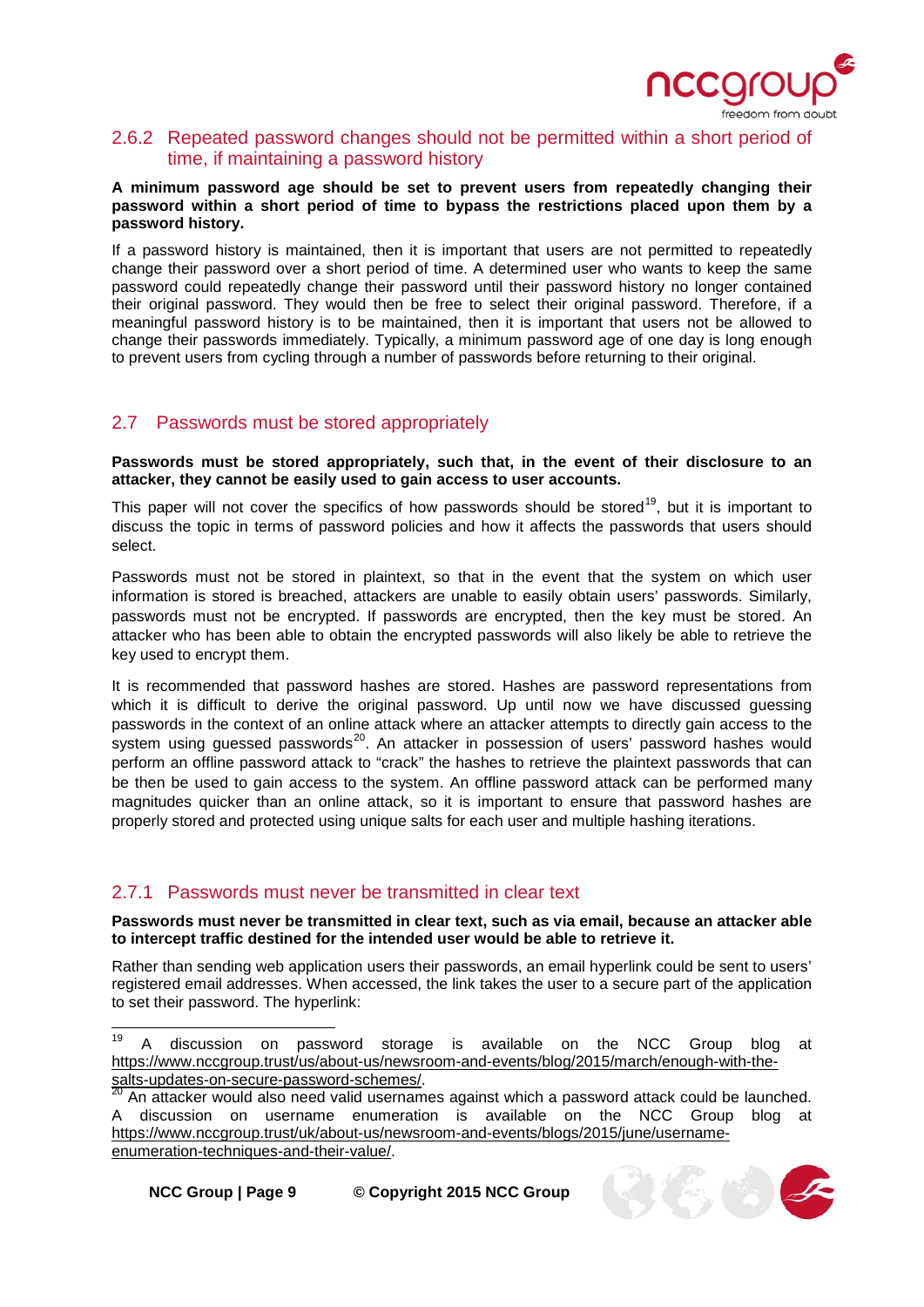### 2.6.2 Repeated password changes should not be permitted within a short period of time, if maintaining a password history

**A minimum password age should be set to prevent users from repeatedly changing their password within a short period of time to bypass the restrictions placed upon them by a password history.**

If a password history is maintained, then it is important that users are not permitted to repeatedly change their password over a short period of time. A determined user who wants to keep the same password could repeatedly change their password until their password history no longer contained their original password. They would then be free to select their original password. Therefore, if a meaningful password history is to be maintained, then it is important that users not be allowed to change their passwords immediately. Typically, a minimum password age of one day is long enough to prevent users from cycling through a number of passwords before returning to their original.

## 2.7 Passwords must be stored appropriately

**Passwords must be stored appropriately, such that, in the event of their disclosure to an attacker, they cannot be easily used to gain access to user accounts.**

This paper will not cover the specifics of how passwords should be stored[19], but it is important to discuss the topic in terms of password policies and how it affects the passwords that users should select.

Passwords must not be stored in plaintext, so that in the event that the system on which user information is stored is breached, attackers are unable to easily obtain users' passwords. Similarly, passwords must not be encrypted. If passwords are encrypted, then the key must be stored. An attacker who has been able to obtain the encrypted passwords will also likely be able to retrieve the key used to encrypt them.

It is recommended that password hashes are stored. Hashes are password representations from which it is difficult to derive the original password. Up until now we have discussed guessing passwords in the context of an online attack where an attacker attempts to directly gain access to the system using guessed passwords[20]. An attacker in possession of users' password hashes would perform an offline password attack to "crack" the hashes to retrieve the plaintext passwords that can be then be used to gain access to the system. An offline password attack can be performed many magnitudes quicker than an online attack, so it is important to ensure that password hashes are properly stored and protected using unique salts for each user and multiple hashing iterations.

### 2.7.1 Passwords must never be transmitted in clear text

**Passwords must never be transmitted in clear text, such as via email, because an attacker able to intercept traffic destined for the intended user would be able to retrieve it.**

Rather than sending web application users their passwords, an email hyperlink could be sent to users' registered email addresses. When accessed, the link takes the user to a secure part of the application to set their password. The hyperlink:

---

[19] A discussion on password storage is available on the NCC Group blog at https://www.nccgroup.trust/us/about-us/newsroom-and-events/blog/2015/march/enough-with-the-salts-updates-on-secure-password-schemes/.

[20] An attacker would also need valid usernames against which a password attack could be launched. A discussion on username enumeration is available on the NCC Group blog at https://www.nccgroup.trust/uk/about-us/newsroom-and-events/blogs/2015/june/username-enumeration-techniques-and-their-value/.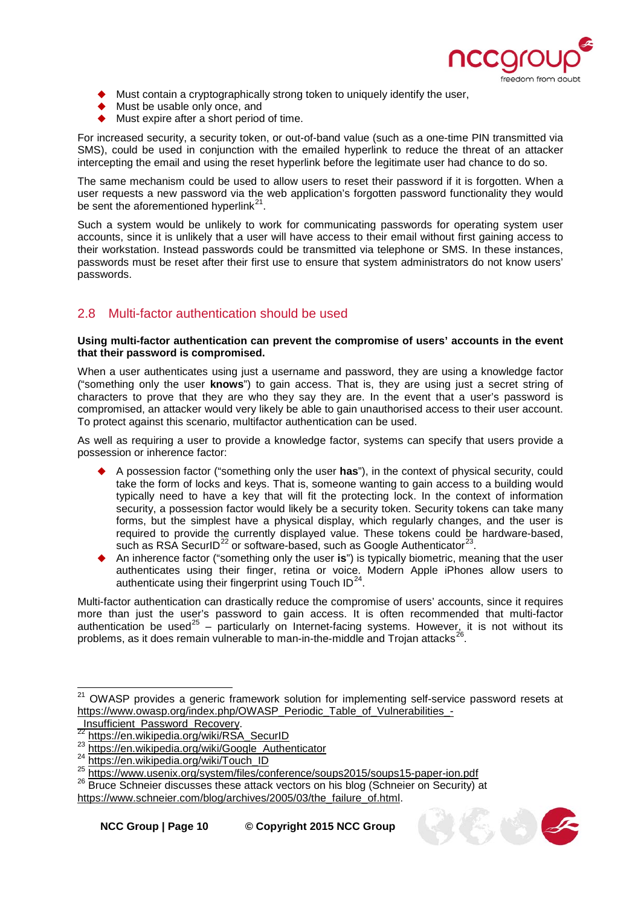- Must contain a cryptographically strong token to uniquely identify the user,
- Must be usable only once, and
- Must expire after a short period of time.

For increased security, a security token, or out-of-band value (such as a one-time PIN transmitted via SMS), could be used in conjunction with the emailed hyperlink to reduce the threat of an attacker intercepting the email and using the reset hyperlink before the legitimate user had chance to do so.

The same mechanism could be used to allow users to reset their password if it is forgotten. When a user requests a new password via the web application's forgotten password functionality they would be sent the aforementioned hyperlink[21].

Such a system would be unlikely to work for communicating passwords for operating system user accounts, since it is unlikely that a user will have access to their email without first gaining access to their workstation. Instead passwords could be transmitted via telephone or SMS. In these instances, passwords must be reset after their first use to ensure that system administrators do not know users' passwords.

## 2.8 Multi-factor authentication should be used

**Using multi-factor authentication can prevent the compromise of users' accounts in the event that their password is compromised.**

When a user authenticates using just a username and password, they are using a knowledge factor ("something only the user **knows**") to gain access. That is, they are using just a secret string of characters to prove that they are who they say they are. In the event that a user's password is compromised, an attacker would very likely be able to gain unauthorised access to their user account. To protect against this scenario, multifactor authentication can be used.

As well as requiring a user to provide a knowledge factor, systems can specify that users provide a possession or inherence factor:

- A possession factor ("something only the user **has**"), in the context of physical security, could take the form of locks and keys. That is, someone wanting to gain access to a building would typically need to have a key that will fit the protecting lock. In the context of information security, a possession factor would likely be a security token. Security tokens can take many forms, but the simplest have a physical display, which regularly changes, and the user is required to provide the currently displayed value. These tokens could be hardware-based, such as RSA SecurID[22] or software-based, such as Google Authenticator[23].
- An inherence factor ("something only the user **is**") is typically biometric, meaning that the user authenticates using their finger, retina or voice. Modern Apple iPhones allow users to authenticate using their fingerprint using Touch ID[24].

Multi-factor authentication can drastically reduce the compromise of users' accounts, since it requires more than just the user's password to gain access. It is often recommended that multi-factor authentication be used[25] – particularly on Internet-facing systems. However, it is not without its problems, as it does remain vulnerable to man-in-the-middle and Trojan attacks[26].

---

[21] OWASP provides a generic framework solution for implementing self-service password resets at https://www.owasp.org/index.php/OWASP_Periodic_Table_of_Vulnerabilities_-_Insufficient_Password_Recovery.

[22] https://en.wikipedia.org/wiki/RSA_SecurID

[23] https://en.wikipedia.org/wiki/Google_Authenticator

[24] https://en.wikipedia.org/wiki/Touch_ID

[25] https://www.usenix.org/system/files/conference/soups2015/soups15-paper-ion.pdf

[26] Bruce Schneier discusses these attack vectors on his blog (Schneier on Security) at https://www.schneier.com/blog/archives/2005/03/the_failure_of.html.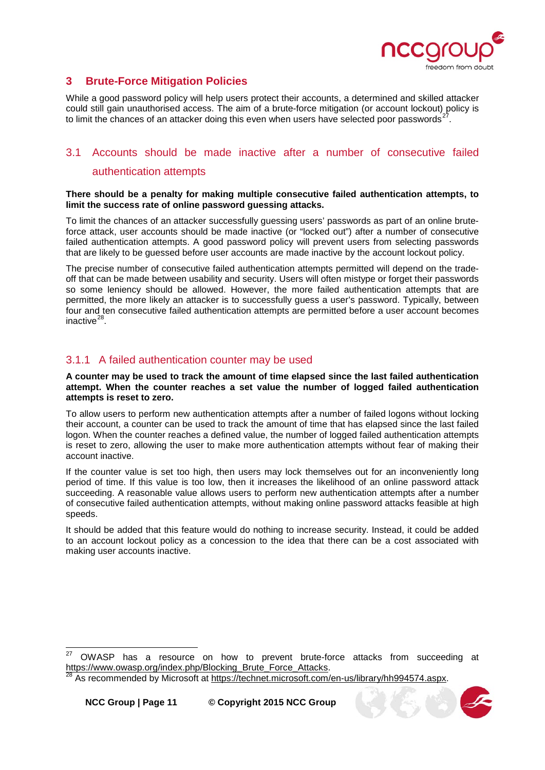# 3 Brute-Force Mitigation Policies

While a good password policy will help users protect their accounts, a determined and skilled attacker could still gain unauthorised access. The aim of a brute-force mitigation (or account lockout) policy is to limit the chances of an attacker doing this even when users have selected poor passwords[27].

## 3.1 Accounts should be made inactive after a number of consecutive failed authentication attempts

**There should be a penalty for making multiple consecutive failed authentication attempts, to limit the success rate of online password guessing attacks.**

To limit the chances of an attacker successfully guessing users' passwords as part of an online brute-force attack, user accounts should be made inactive (or "locked out") after a number of consecutive failed authentication attempts. A good password policy will prevent users from selecting passwords that are likely to be guessed before user accounts are made inactive by the account lockout policy.

The precise number of consecutive failed authentication attempts permitted will depend on the trade-off that can be made between usability and security. Users will often mistype or forget their passwords so some leniency should be allowed. However, the more failed authentication attempts that are permitted, the more likely an attacker is to successfully guess a user's password. Typically, between four and ten consecutive failed authentication attempts are permitted before a user account becomes inactive[28].

### 3.1.1 A failed authentication counter may be used

**A counter may be used to track the amount of time elapsed since the last failed authentication attempt. When the counter reaches a set value the number of logged failed authentication attempts is reset to zero.**

To allow users to perform new authentication attempts after a number of failed logons without locking their account, a counter can be used to track the amount of time that has elapsed since the last failed logon. When the counter reaches a defined value, the number of logged failed authentication attempts is reset to zero, allowing the user to make more authentication attempts without fear of making their account inactive.

If the counter value is set too high, then users may lock themselves out for an inconveniently long period of time. If this value is too low, then it increases the likelihood of an online password attack succeeding. A reasonable value allows users to perform new authentication attempts after a number of consecutive failed authentication attempts, without making online password attacks feasible at high speeds.

It should be added that this feature would do nothing to increase security. Instead, it could be added to an account lockout policy as a concession to the idea that there can be a cost associated with making user accounts inactive.

---

[27] OWASP has a resource on how to prevent brute-force attacks from succeeding at https://www.owasp.org/index.php/Blocking_Brute_Force_Attacks.

[28] As recommended by Microsoft at https://technet.microsoft.com/en-us/library/hh994574.aspx.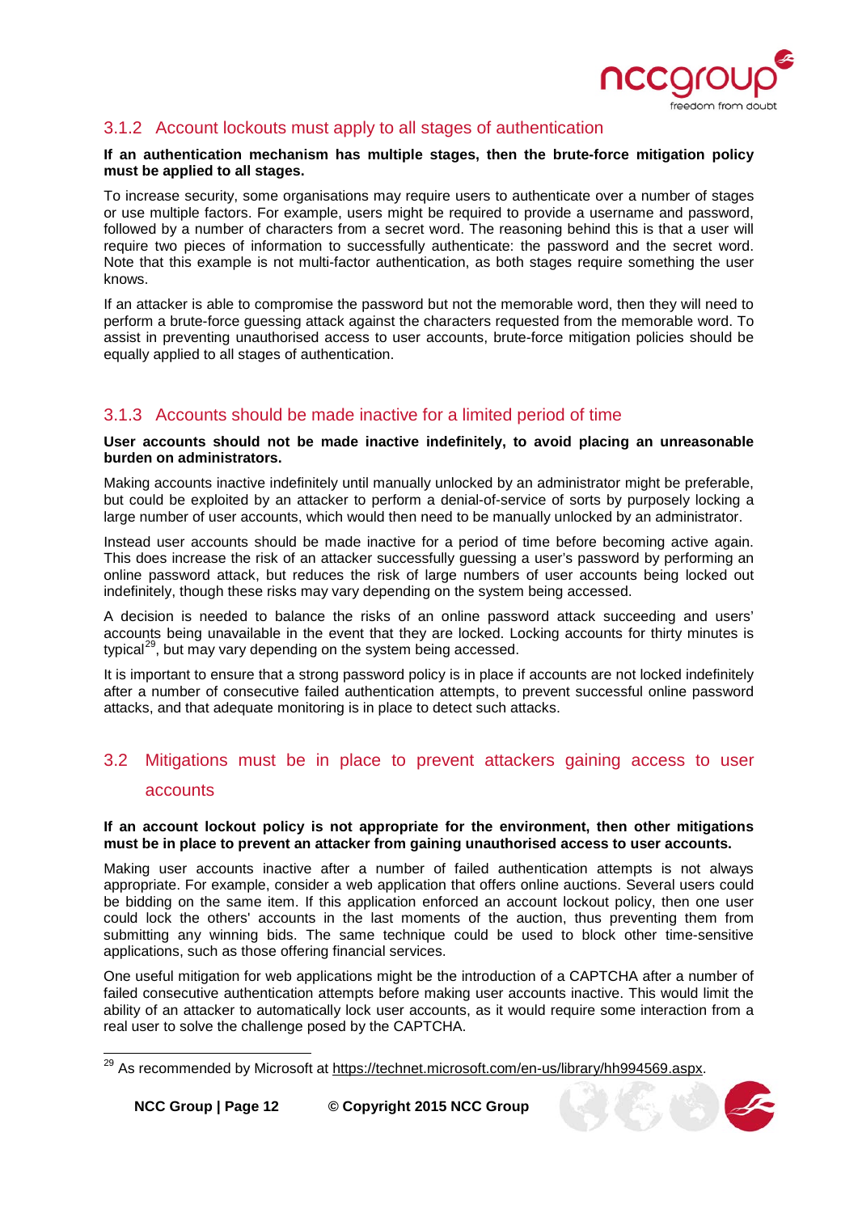### 3.1.2 Account lockouts must apply to all stages of authentication

**If an authentication mechanism has multiple stages, then the brute-force mitigation policy must be applied to all stages.**

To increase security, some organisations may require users to authenticate over a number of stages or use multiple factors. For example, users might be required to provide a username and password, followed by a number of characters from a secret word. The reasoning behind this is that a user will require two pieces of information to successfully authenticate: the password and the secret word. Note that this example is not multi-factor authentication, as both stages require something the user knows.

If an attacker is able to compromise the password but not the memorable word, then they will need to perform a brute-force guessing attack against the characters requested from the memorable word. To assist in preventing unauthorised access to user accounts, brute-force mitigation policies should be equally applied to all stages of authentication.

### 3.1.3 Accounts should be made inactive for a limited period of time

**User accounts should not be made inactive indefinitely, to avoid placing an unreasonable burden on administrators.**

Making accounts inactive indefinitely until manually unlocked by an administrator might be preferable, but could be exploited by an attacker to perform a denial-of-service of sorts by purposely locking a large number of user accounts, which would then need to be manually unlocked by an administrator.

Instead user accounts should be made inactive for a period of time before becoming active again. This does increase the risk of an attacker successfully guessing a user's password by performing an online password attack, but reduces the risk of large numbers of user accounts being locked out indefinitely, though these risks may vary depending on the system being accessed.

A decision is needed to balance the risks of an online password attack succeeding and users' accounts being unavailable in the event that they are locked. Locking accounts for thirty minutes is typical[29], but may vary depending on the system being accessed.

It is important to ensure that a strong password policy is in place if accounts are not locked indefinitely after a number of consecutive failed authentication attempts, to prevent successful online password attacks, and that adequate monitoring is in place to detect such attacks.

## 3.2 Mitigations must be in place to prevent attackers gaining access to user accounts

**If an account lockout policy is not appropriate for the environment, then other mitigations must be in place to prevent an attacker from gaining unauthorised access to user accounts.**

Making user accounts inactive after a number of failed authentication attempts is not always appropriate. For example, consider a web application that offers online auctions. Several users could be bidding on the same item. If this application enforced an account lockout policy, then one user could lock the others' accounts in the last moments of the auction, thus preventing them from submitting any winning bids. The same technique could be used to block other time-sensitive applications, such as those offering financial services.

One useful mitigation for web applications might be the introduction of a CAPTCHA after a number of failed consecutive authentication attempts before making user accounts inactive. This would limit the ability of an attacker to automatically lock user accounts, as it would require some interaction from a real user to solve the challenge posed by the CAPTCHA.

---

[29] As recommended by Microsoft at https://technet.microsoft.com/en-us/library/hh994569.aspx.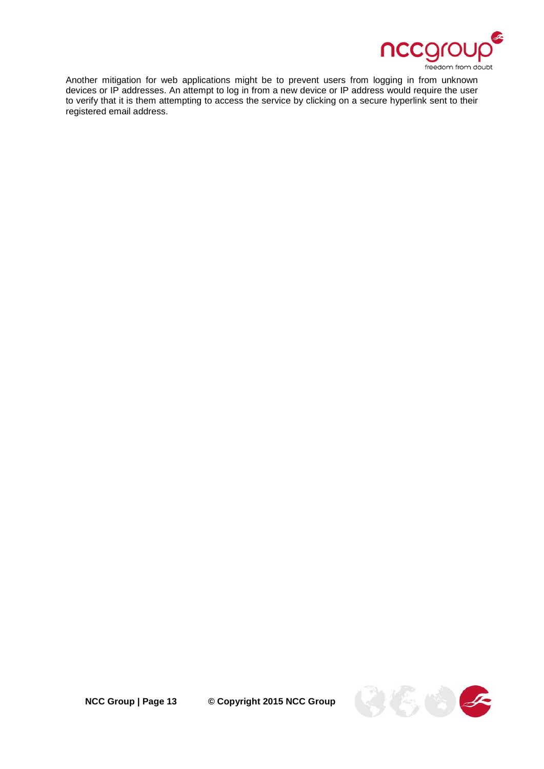Another mitigation for web applications might be to prevent users from logging in from unknown devices or IP addresses. An attempt to log in from a new device or IP address would require the user to verify that it is them attempting to access the service by clicking on a secure hyperlink sent to their registered email address.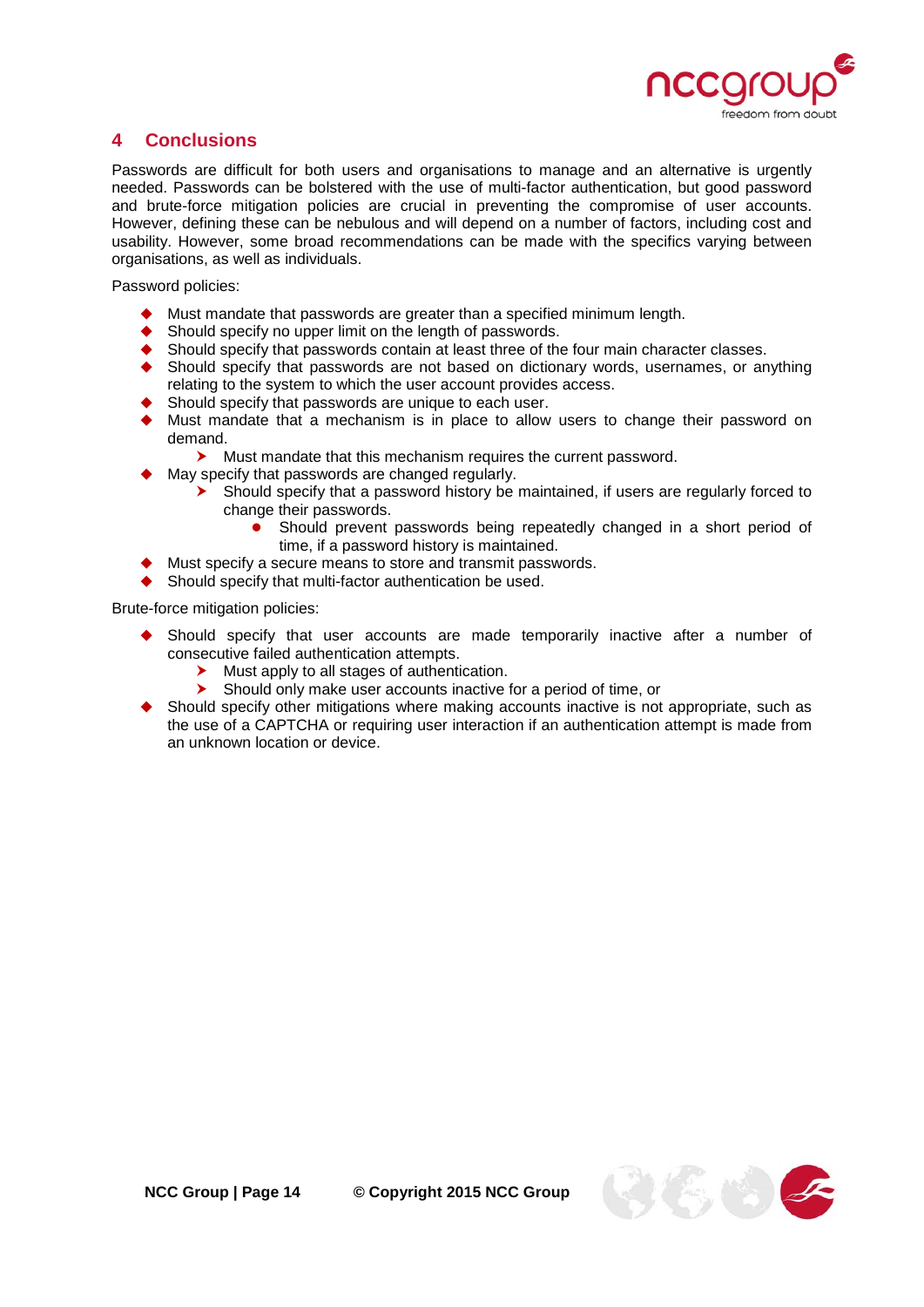## 4 Conclusions

Passwords are difficult for both users and organisations to manage and an alternative is urgently needed. Passwords can be bolstered with the use of multi-factor authentication, but good password and brute-force mitigation policies are crucial in preventing the compromise of user accounts. However, defining these can be nebulous and will depend on a number of factors, including cost and usability. However, some broad recommendations can be made with the specifics varying between organisations, as well as individuals.

Password policies:

- Must mandate that passwords are greater than a specified minimum length.
- Should specify no upper limit on the length of passwords.
- Should specify that passwords contain at least three of the four main character classes.
- Should specify that passwords are not based on dictionary words, usernames, or anything relating to the system to which the user account provides access.
- Should specify that passwords are unique to each user.
- Must mandate that a mechanism is in place to allow users to change their password on demand.
  - Must mandate that this mechanism requires the current password.
- May specify that passwords are changed regularly.
  - Should specify that a password history be maintained, if users are regularly forced to change their passwords.
    - Should prevent passwords being repeatedly changed in a short period of time, if a password history is maintained.
- Must specify a secure means to store and transmit passwords.
- Should specify that multi-factor authentication be used.

Brute-force mitigation policies:

- Should specify that user accounts are made temporarily inactive after a number of consecutive failed authentication attempts.
  - Must apply to all stages of authentication.
  - Should only make user accounts inactive for a period of time, or
- Should specify other mitigations where making accounts inactive is not appropriate, such as the use of a CAPTCHA or requiring user interaction if an authentication attempt is made from an unknown location or device.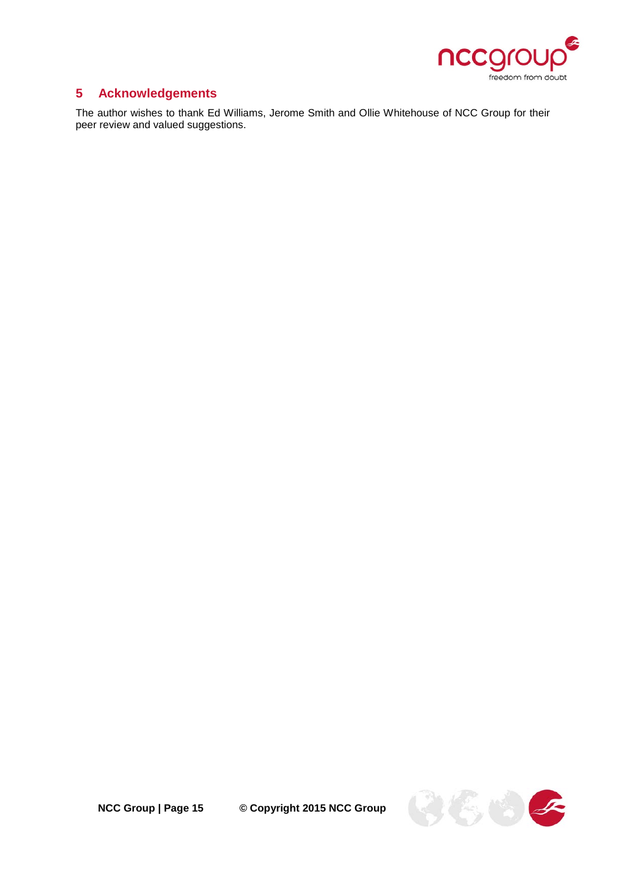## 5 Acknowledgements

The author wishes to thank Ed Williams, Jerome Smith and Ollie Whitehouse of NCC Group for their peer review and valued suggestions.